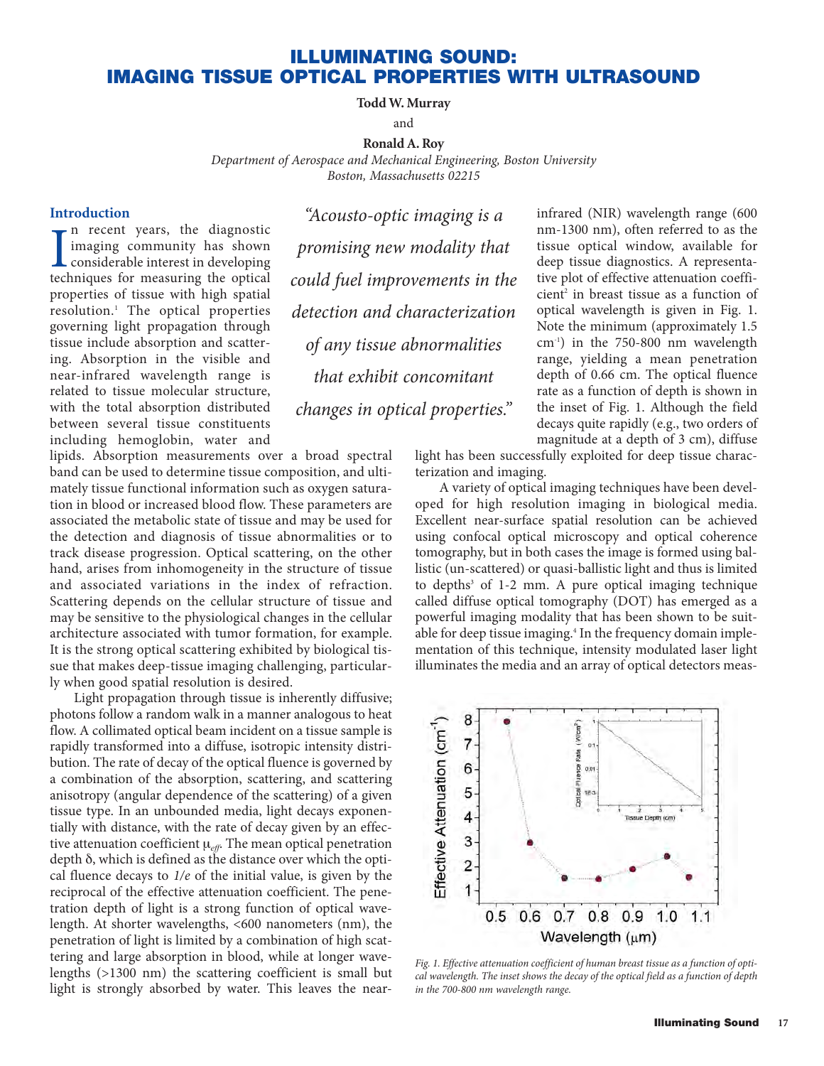# ILLUMINATING SOUND: IMAGING TISSUE OPTICAL PROPERTIES WITH ULTRASOUND

**Todd W. Murray**

and

**Ronald A. Roy**

*Department of Aerospace and Mechanical Engineering, Boston University*
*Boston, Massachusetts 02215*

## Introduction

In recent years, the diagnostic imaging community has shown considerable interest in developing techniques for measuring the optical properties of tissue with high spatial resolution.[1] The optical properties governing light propagation through tissue include absorption and scattering. Absorption in the visible and near-infrared wavelength range is related to tissue molecular structure, with the total absorption distributed between several tissue constituents including hemoglobin, water and lipids. Absorption measurements over a broad spectral band can be used to determine tissue composition, and ultimately tissue functional information such as oxygen saturation in blood or increased blood flow. These parameters are associated the metabolic state of tissue and may be used for the detection and diagnosis of tissue abnormalities or to track disease progression. Optical scattering, on the other hand, arises from inhomogeneity in the structure of tissue and associated variations in the index of refraction. Scattering depends on the cellular structure of tissue and may be sensitive to the physiological changes in the cellular architecture associated with tumor formation, for example. It is the strong optical scattering exhibited by biological tissue that makes deep-tissue imaging challenging, particularly when good spatial resolution is desired.

*"Acousto-optic imaging is a promising new modality that could fuel improvements in the detection and characterization of any tissue abnormalities that exhibit concomitant changes in optical properties."*

Light propagation through tissue is inherently diffusive; photons follow a random walk in a manner analogous to heat flow. A collimated optical beam incident on a tissue sample is rapidly transformed into a diffuse, isotropic intensity distribution. The rate of decay of the optical fluence is governed by a combination of the absorption, scattering, and scattering anisotropy (angular dependence of the scattering) of a given tissue type. In an unbounded media, light decays exponentially with distance, with the rate of decay given by an effective attenuation coefficient $\mu_{eff}$. The mean optical penetration depth $\delta$, which is defined as the distance over which the optical fluence decays to *1/e* of the initial value, is given by the reciprocal of the effective attenuation coefficient. The penetration depth of light is a strong function of optical wavelength. At shorter wavelengths, <600 nanometers (nm), the penetration of light is limited by a combination of high scattering and large absorption in blood, while at longer wavelengths (>1300 nm) the scattering coefficient is small but light is strongly absorbed by water. This leaves the near-infrared (NIR) wavelength range (600 nm-1300 nm), often referred to as the tissue optical window, available for deep tissue diagnostics. A representative plot of effective attenuation coefficient[2] in breast tissue as a function of optical wavelength is given in Fig. 1. Note the minimum (approximately 1.5 $cm^{-1}$) in the 750-800 nm wavelength range, yielding a mean penetration depth of 0.66 cm. The optical fluence rate as a function of depth is shown in the inset of Fig. 1. Although the field decays quite rapidly (e.g., two orders of magnitude at a depth of 3 cm), diffuse light has been successfully exploited for deep tissue characterization and imaging.

A variety of optical imaging techniques have been developed for high resolution imaging in biological media. Excellent near-surface spatial resolution can be achieved using confocal optical microscopy and optical coherence tomography, but in both cases the image is formed using ballistic (un-scattered) or quasi-ballistic light and thus is limited to depths[3] of 1-2 mm. A pure optical imaging technique called diffuse optical tomography (DOT) has emerged as a powerful imaging modality that has been shown to be suitable for deep tissue imaging.[4] In the frequency domain implementation of this technique, intensity modulated laser light illuminates the media and an array of optical detectors meas-

*Fig. 1. Effective attenuation coefficient of human breast tissue as a function of optical wavelength. The inset shows the decay of the optical field as a function of depth in the 700-800 nm wavelength range.*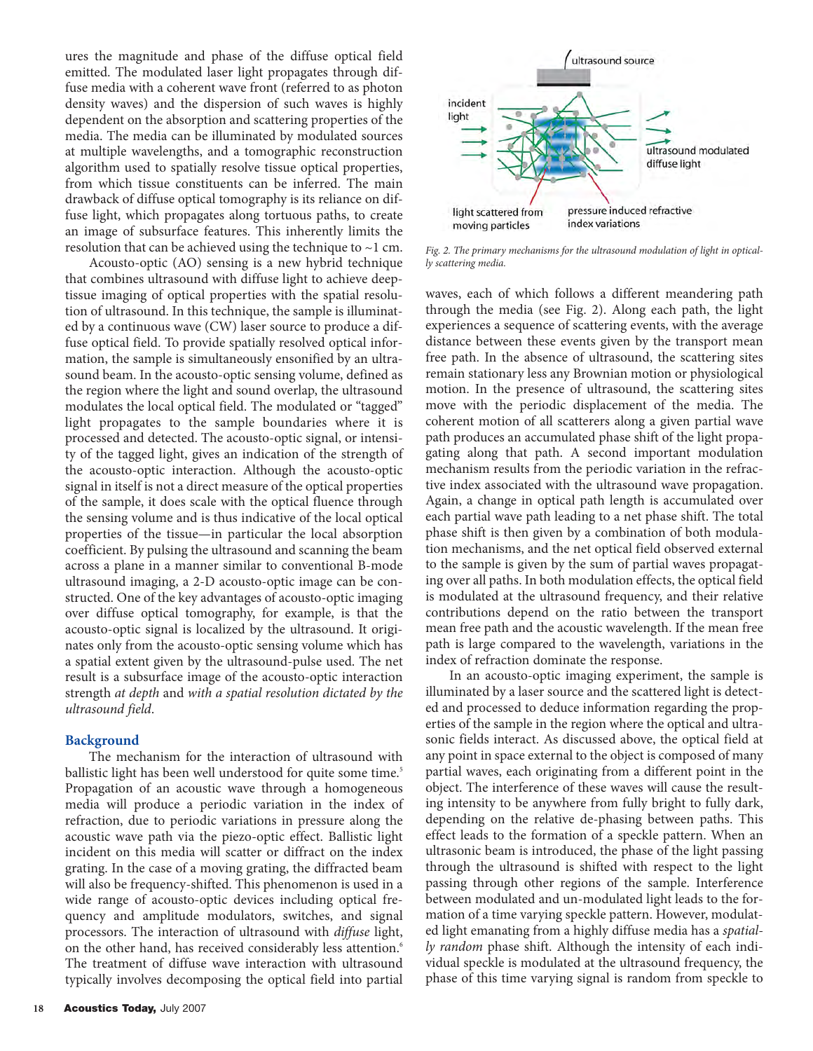ures the magnitude and phase of the diffuse optical field emitted. The modulated laser light propagates through diffuse media with a coherent wave front (referred to as photon density waves) and the dispersion of such waves is highly dependent on the absorption and scattering properties of the media. The media can be illuminated by modulated sources at multiple wavelengths, and a tomographic reconstruction algorithm used to spatially resolve tissue optical properties, from which tissue constituents can be inferred. The main drawback of diffuse optical tomography is its reliance on diffuse light, which propagates along tortuous paths, to create an image of subsurface features. This inherently limits the resolution that can be achieved using the technique to ~1 cm.

Acousto-optic (AO) sensing is a new hybrid technique that combines ultrasound with diffuse light to achieve deep-tissue imaging of optical properties with the spatial resolution of ultrasound. In this technique, the sample is illuminated by a continuous wave (CW) laser source to produce a diffuse optical field. To provide spatially resolved optical information, the sample is simultaneously ensonified by an ultrasound beam. In the acousto-optic sensing volume, defined as the region where the light and sound overlap, the ultrasound modulates the local optical field. The modulated or "tagged" light propagates to the sample boundaries where it is processed and detected. The acousto-optic signal, or intensity of the tagged light, gives an indication of the strength of the acousto-optic interaction. Although the acousto-optic signal in itself is not a direct measure of the optical properties of the sample, it does scale with the optical fluence through the sensing volume and is thus indicative of the local optical properties of the tissue—in particular the local absorption coefficient. By pulsing the ultrasound and scanning the beam across a plane in a manner similar to conventional B-mode ultrasound imaging, a 2-D acousto-optic image can be constructed. One of the key advantages of acousto-optic imaging over diffuse optical tomography, for example, is that the acousto-optic signal is localized by the ultrasound. It originates only from the acousto-optic sensing volume which has a spatial extent given by the ultrasound-pulse used. The net result is a subsurface image of the acousto-optic interaction strength *at depth* and *with a spatial resolution dictated by the ultrasound field*.

## Background

The mechanism for the interaction of ultrasound with ballistic light has been well understood for quite some time.[5] Propagation of an acoustic wave through a homogeneous media will produce a periodic variation in the index of refraction, due to periodic variations in pressure along the acoustic wave path via the piezo-optic effect. Ballistic light incident on this media will scatter or diffract on the index grating. In the case of a moving grating, the diffracted beam will also be frequency-shifted. This phenomenon is used in a wide range of acousto-optic devices including optical frequency and amplitude modulators, switches, and signal processors. The interaction of ultrasound with *diffuse* light, on the other hand, has received considerably less attention.[6] The treatment of diffuse wave interaction with ultrasound typically involves decomposing the optical field into partial waves, each of which follows a different meandering path through the media (see Fig. 2). Along each path, the light experiences a sequence of scattering events, with the average distance between these events given by the transport mean free path. In the absence of ultrasound, the scattering sites remain stationary less any Brownian motion or physiological motion. In the presence of ultrasound, the scattering sites move with the periodic displacement of the media. The coherent motion of all scatterers along a given partial wave path produces an accumulated phase shift of the light propagating along that path. A second important modulation mechanism results from the periodic variation in the refractive index associated with the ultrasound wave propagation. Again, a change in optical path length is accumulated over each partial wave path leading to a net phase shift. The total phase shift is then given by a combination of both modulation mechanisms, and the net optical field observed external to the sample is given by the sum of partial waves propagating over all paths. In both modulation effects, the optical field is modulated at the ultrasound frequency, and their relative contributions depend on the ratio between the transport mean free path and the acoustic wavelength. If the mean free path is large compared to the wavelength, variations in the index of refraction dominate the response.

*Fig. 2. The primary mechanisms for the ultrasound modulation of light in optically scattering media.*

In an acousto-optic imaging experiment, the sample is illuminated by a laser source and the scattered light is detected and processed to deduce information regarding the properties of the sample in the region where the optical and ultrasonic fields interact. As discussed above, the optical field at any point in space external to the object is composed of many partial waves, each originating from a different point in the object. The interference of these waves will cause the resulting intensity to be anywhere from fully bright to fully dark, depending on the relative de-phasing between paths. This effect leads to the formation of a speckle pattern. When an ultrasonic beam is introduced, the phase of the light passing through the ultrasound is shifted with respect to the light passing through other regions of the sample. Interference between modulated and un-modulated light leads to the formation of a time varying speckle pattern. However, modulated light emanating from a highly diffuse media has a *spatially random* phase shift. Although the intensity of each individual speckle is modulated at the ultrasound frequency, the phase of this time varying signal is random from speckle to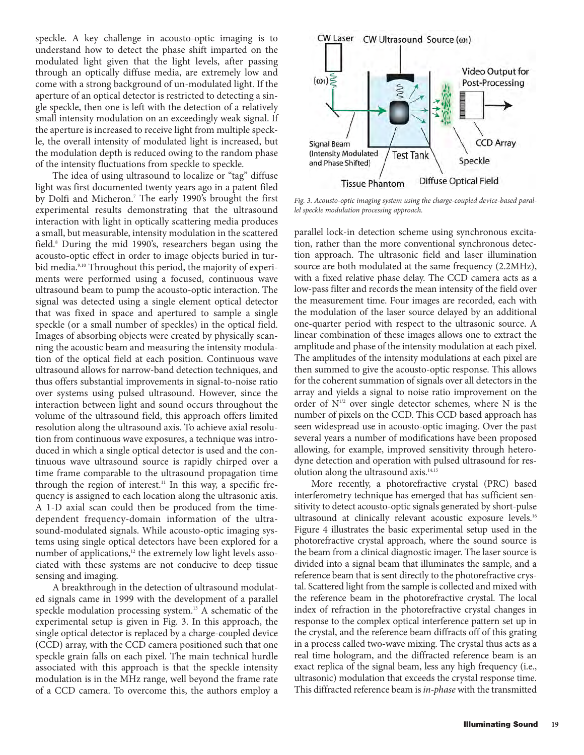speckle. A key challenge in acousto-optic imaging is to understand how to detect the phase shift imparted on the modulated light given that the light levels, after passing through an optically diffuse media, are extremely low and come with a strong background of un-modulated light. If the aperture of an optical detector is restricted to detecting a single speckle, then one is left with the detection of a relatively small intensity modulation on an exceedingly weak signal. If the aperture is increased to receive light from multiple speckle, the overall intensity of modulated light is increased, but the modulation depth is reduced owing to the random phase of the intensity fluctuations from speckle to speckle.

The idea of using ultrasound to localize or "tag" diffuse light was first documented twenty years ago in a patent filed by Dolfi and Micheron.[7] The early 1990's brought the first experimental results demonstrating that the ultrasound interaction with light in optically scattering media produces a small, but measurable, intensity modulation in the scattered field.[8] During the mid 1990's, researchers began using the acousto-optic effect in order to image objects buried in turbid media.[9,10] Throughout this period, the majority of experiments were performed using a focused, continuous wave ultrasound beam to pump the acousto-optic interaction. The signal was detected using a single element optical detector that was fixed in space and apertured to sample a single speckle (or a small number of speckles) in the optical field. Images of absorbing objects were created by physically scanning the acoustic beam and measuring the intensity modulation of the optical field at each position. Continuous wave ultrasound allows for narrow-band detection techniques, and thus offers substantial improvements in signal-to-noise ratio over systems using pulsed ultrasound. However, since the interaction between light and sound occurs throughout the volume of the ultrasound field, this approach offers limited resolution along the ultrasound axis. To achieve axial resolution from continuous wave exposures, a technique was introduced in which a single optical detector is used and the continuous wave ultrasound source is rapidly chirped over a time frame comparable to the ultrasound propagation time through the region of interest.[11] In this way, a specific frequency is assigned to each location along the ultrasonic axis. A 1-D axial scan could then be produced from the time-dependent frequency-domain information of the ultrasound-modulated signals. While acousto-optic imaging systems using single optical detectors have been explored for a number of applications,[12] the extremely low light levels associated with these systems are not conducive to deep tissue sensing and imaging.

A breakthrough in the detection of ultrasound modulated signals came in 1999 with the development of a parallel speckle modulation processing system.[13] A schematic of the experimental setup is given in Fig. 3. In this approach, the single optical detector is replaced by a charge-coupled device (CCD) array, with the CCD camera positioned such that one speckle grain falls on each pixel. The main technical hurdle associated with this approach is that the speckle intensity modulation is in the MHz range, well beyond the frame rate of a CCD camera. To overcome this, the authors employ a parallel lock-in detection scheme using synchronous excitation, rather than the more conventional synchronous detection approach. The ultrasonic field and laser illumination source are both modulated at the same frequency (2.2MHz), with a fixed relative phase delay. The CCD camera acts as a low-pass filter and records the mean intensity of the field over the measurement time. Four images are recorded, each with the modulation of the laser source delayed by an additional one-quarter period with respect to the ultrasonic source. A linear combination of these images allows one to extract the amplitude and phase of the intensity modulation at each pixel. The amplitudes of the intensity modulations at each pixel are then summed to give the acousto-optic response. This allows for the coherent summation of signals over all detectors in the array and yields a signal to noise ratio improvement on the order of $N^{1/2}$ over single detector schemes, where N is the number of pixels on the CCD. This CCD based approach has seen widespread use in acousto-optic imaging. Over the past several years a number of modifications have been proposed allowing, for example, improved sensitivity through heterodyne detection and operation with pulsed ultrasound for resolution along the ultrasound axis.[14,15]

*Fig. 3. Acousto-optic imaging system using the charge-coupled device-based parallel speckle modulation processing approach.*

More recently, a photorefractive crystal (PRC) based interferometry technique has emerged that has sufficient sensitivity to detect acousto-optic signals generated by short-pulse ultrasound at clinically relevant acoustic exposure levels.[16] Figure 4 illustrates the basic experimental setup used in the photorefractive crystal approach, where the sound source is the beam from a clinical diagnostic imager. The laser source is divided into a signal beam that illuminates the sample, and a reference beam that is sent directly to the photorefractive crystal. Scattered light from the sample is collected and mixed with the reference beam in the photorefractive crystal. The local index of refraction in the photorefractive crystal changes in response to the complex optical interference pattern set up in the crystal, and the reference beam diffracts off of this grating in a process called two-wave mixing. The crystal thus acts as a real time hologram, and the diffracted reference beam is an exact replica of the signal beam, less any high frequency (i.e., ultrasonic) modulation that exceeds the crystal response time. This diffracted reference beam is *in-phase* with the transmitted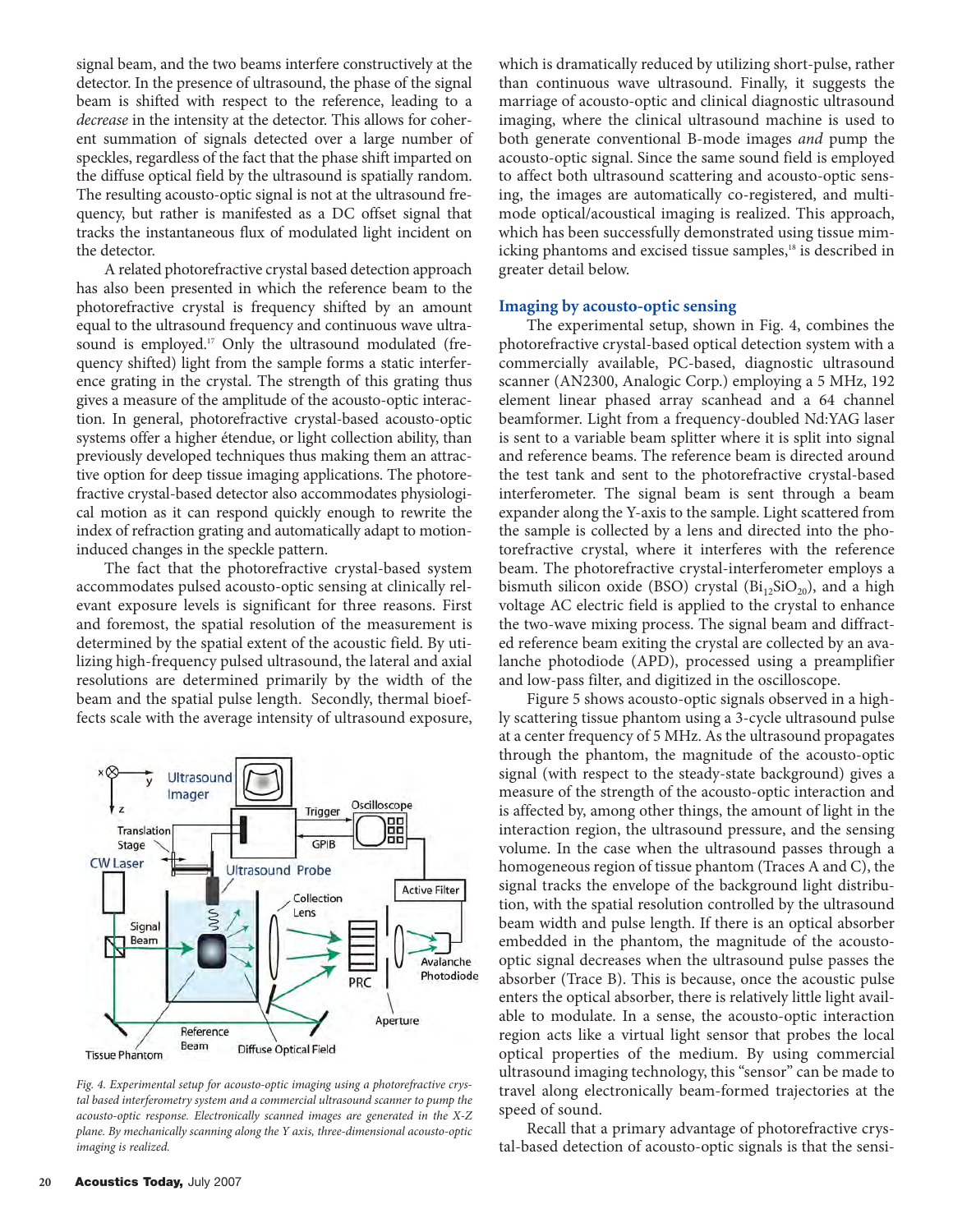signal beam, and the two beams interfere constructively at the detector. In the presence of ultrasound, the phase of the signal beam is shifted with respect to the reference, leading to a *decrease* in the intensity at the detector. This allows for coherent summation of signals detected over a large number of speckles, regardless of the fact that the phase shift imparted on the diffuse optical field by the ultrasound is spatially random. The resulting acousto-optic signal is not at the ultrasound frequency, but rather is manifested as a DC offset signal that tracks the instantaneous flux of modulated light incident on the detector.

A related photorefractive crystal based detection approach has also been presented in which the reference beam to the photorefractive crystal is frequency shifted by an amount equal to the ultrasound frequency and continuous wave ultrasound is employed.[17] Only the ultrasound modulated (frequency shifted) light from the sample forms a static interference grating in the crystal. The strength of this grating thus gives a measure of the amplitude of the acousto-optic interaction. In general, photorefractive crystal-based acousto-optic systems offer a higher étendue, or light collection ability, than previously developed techniques thus making them an attractive option for deep tissue imaging applications. The photorefractive crystal-based detector also accommodates physiological motion as it can respond quickly enough to rewrite the index of refraction grating and automatically adapt to motion-induced changes in the speckle pattern.

The fact that the photorefractive crystal-based system accommodates pulsed acousto-optic sensing at clinically relevant exposure levels is significant for three reasons. First and foremost, the spatial resolution of the measurement is determined by the spatial extent of the acoustic field. By utilizing high-frequency pulsed ultrasound, the lateral and axial resolutions are determined primarily by the width of the beam and the spatial pulse length. Secondly, thermal bioeffects scale with the average intensity of ultrasound exposure, which is dramatically reduced by utilizing short-pulse, rather than continuous wave ultrasound. Finally, it suggests the marriage of acousto-optic and clinical diagnostic ultrasound imaging, where the clinical ultrasound machine is used to both generate conventional B-mode images *and* pump the acousto-optic signal. Since the same sound field is employed to affect both ultrasound scattering and acousto-optic sensing, the images are automatically co-registered, and multimode optical/acoustical imaging is realized. This approach, which has been successfully demonstrated using tissue mimicking phantoms and excised tissue samples,[18] is described in greater detail below.

Fig. 4. *Experimental setup for acousto-optic imaging using a photorefractive crystal based interferometry system and a commercial ultrasound scanner to pump the acousto-optic response. Electronically scanned images are generated in the X-Z plane. By mechanically scanning along the Y axis, three-dimensional acousto-optic imaging is realized.*

## Imaging by acousto-optic sensing

The experimental setup, shown in Fig. 4, combines the photorefractive crystal-based optical detection system with a commercially available, PC-based, diagnostic ultrasound scanner (AN2300, Analogic Corp.) employing a 5 MHz, 192 element linear phased array scanhead and a 64 channel beamformer. Light from a frequency-doubled Nd:YAG laser is sent to a variable beam splitter where it is split into signal and reference beams. The reference beam is directed around the test tank and sent to the photorefractive crystal-based interferometer. The signal beam is sent through a beam expander along the Y-axis to the sample. Light scattered from the sample is collected by a lens and directed into the photorefractive crystal, where it interferes with the reference beam. The photorefractive crystal-interferometer employs a bismuth silicon oxide (BSO) crystal ($Bi_{12}SiO_{20}$), and a high voltage AC electric field is applied to the crystal to enhance the two-wave mixing process. The signal beam and diffracted reference beam exiting the crystal are collected by an avalanche photodiode (APD), processed using a preamplifier and low-pass filter, and digitized in the oscilloscope.

Figure 5 shows acousto-optic signals observed in a highly scattering tissue phantom using a 3-cycle ultrasound pulse at a center frequency of 5 MHz. As the ultrasound propagates through the phantom, the magnitude of the acousto-optic signal (with respect to the steady-state background) gives a measure of the strength of the acousto-optic interaction and is affected by, among other things, the amount of light in the interaction region, the ultrasound pressure, and the sensing volume. In the case when the ultrasound passes through a homogeneous region of tissue phantom (Traces A and C), the signal tracks the envelope of the background light distribution, with the spatial resolution controlled by the ultrasound beam width and pulse length. If there is an optical absorber embedded in the phantom, the magnitude of the acousto-optic signal decreases when the ultrasound pulse passes the absorber (Trace B). This is because, once the acoustic pulse enters the optical absorber, there is relatively little light available to modulate. In a sense, the acousto-optic interaction region acts like a virtual light sensor that probes the local optical properties of the medium. By using commercial ultrasound imaging technology, this "sensor" can be made to travel along electronically beam-formed trajectories at the speed of sound.

Recall that a primary advantage of photorefractive crystal-based detection of acousto-optic signals is that the sensi-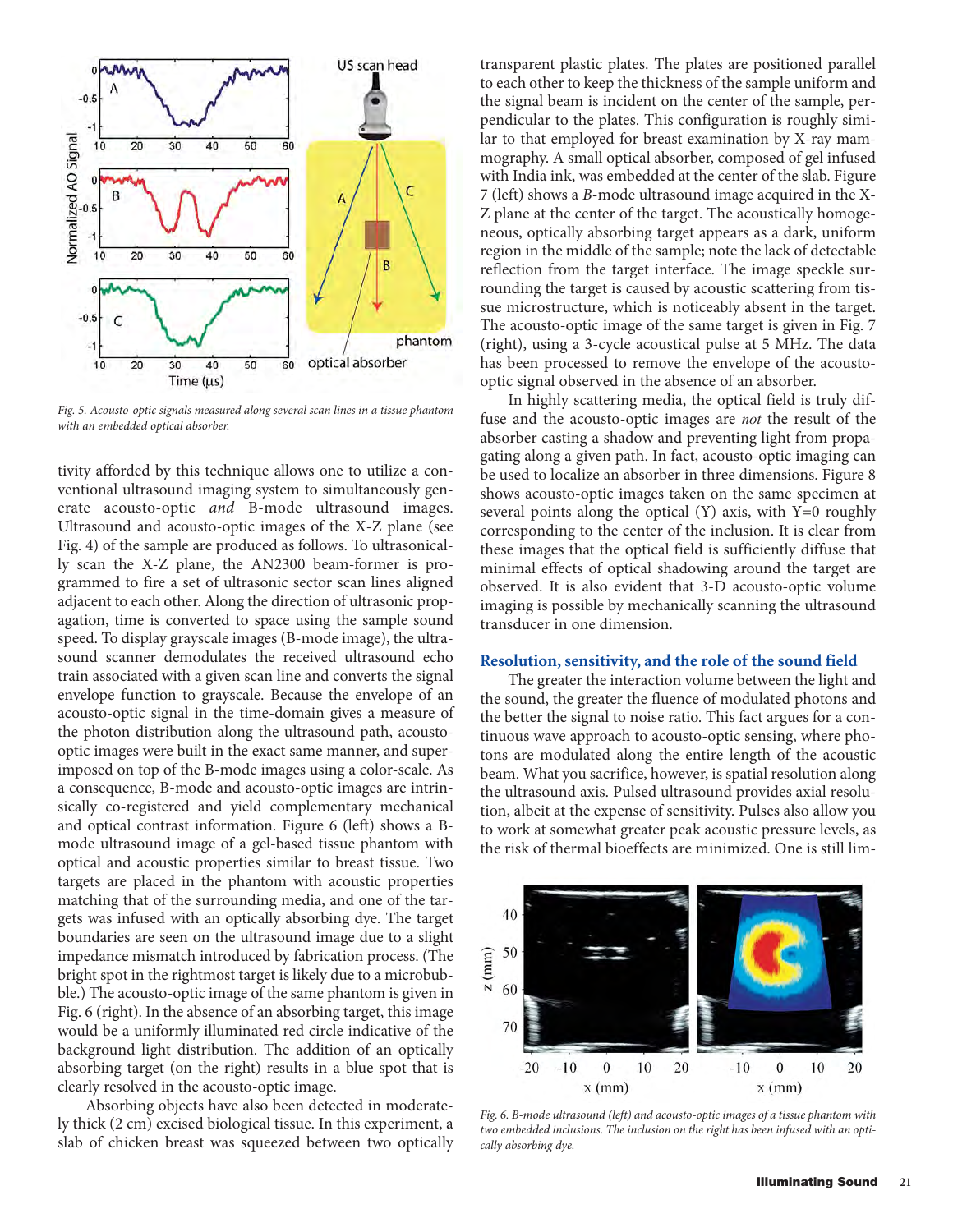tivity afforded by this technique allows one to utilize a conventional ultrasound imaging system to simultaneously generate acousto-optic *and* B-mode ultrasound images. Ultrasound and acousto-optic images of the X-Z plane (see Fig. 4) of the sample are produced as follows. To ultrasonically scan the X-Z plane, the AN2300 beam-former is programmed to fire a set of ultrasonic sector scan lines aligned adjacent to each other. Along the direction of ultrasonic propagation, time is converted to space using the sample sound speed. To display grayscale images (B-mode image), the ultrasound scanner demodulates the received ultrasound echo train associated with a given scan line and converts the signal envelope function to grayscale. Because the envelope of an acousto-optic signal in the time-domain gives a measure of the photon distribution along the ultrasound path, acousto-optic images were built in the exact same manner, and superimposed on top of the B-mode images using a color-scale. As a consequence, B-mode and acousto-optic images are intrinsically co-registered and yield complementary mechanical and optical contrast information. Figure 6 (left) shows a B-mode ultrasound image of a gel-based tissue phantom with optical and acoustic properties similar to breast tissue. Two targets are placed in the phantom with acoustic properties matching that of the surrounding media, and one of the targets was infused with an optically absorbing dye. The target boundaries are seen on the ultrasound image due to a slight impedance mismatch introduced by fabrication process. (The bright spot in the rightmost target is likely due to a microbubble.) The acousto-optic image of the same phantom is given in Fig. 6 (right). In the absence of an absorbing target, this image would be a uniformly illuminated red circle indicative of the background light distribution. The addition of an optically absorbing target (on the right) results in a blue spot that is clearly resolved in the acousto-optic image.

*Fig. 5. Acousto-optic signals measured along several scan lines in a tissue phantom with an embedded optical absorber.*

Absorbing objects have also been detected in moderately thick (2 cm) excised biological tissue. In this experiment, a slab of chicken breast was squeezed between two optically transparent plastic plates. The plates are positioned parallel to each other to keep the thickness of the sample uniform and the signal beam is incident on the center of the sample, perpendicular to the plates. This configuration is roughly similar to that employed for breast examination by X-ray mammography. A small optical absorber, composed of gel infused with India ink, was embedded at the center of the slab. Figure 7 (left) shows a *B*-mode ultrasound image acquired in the X-Z plane at the center of the target. The acoustically homogeneous, optically absorbing target appears as a dark, uniform region in the middle of the sample; note the lack of detectable reflection from the target interface. The image speckle surrounding the target is caused by acoustic scattering from tissue microstructure, which is noticeably absent in the target. The acousto-optic image of the same target is given in Fig. 7 (right), using a 3-cycle acoustical pulse at 5 MHz. The data has been processed to remove the envelope of the acousto-optic signal observed in the absence of an absorber.

In highly scattering media, the optical field is truly diffuse and the acousto-optic images are *not* the result of the absorber casting a shadow and preventing light from propagating along a given path. In fact, acousto-optic imaging can be used to localize an absorber in three dimensions. Figure 8 shows acousto-optic images taken on the same specimen at several points along the optical (Y) axis, with Y=0 roughly corresponding to the center of the inclusion. It is clear from these images that the optical field is sufficiently diffuse that minimal effects of optical shadowing around the target are observed. It is also evident that 3-D acousto-optic volume imaging is possible by mechanically scanning the ultrasound transducer in one dimension.

## Resolution, sensitivity, and the role of the sound field

The greater the interaction volume between the light and the sound, the greater the fluence of modulated photons and the better the signal to noise ratio. This fact argues for a continuous wave approach to acousto-optic sensing, where photons are modulated along the entire length of the acoustic beam. What you sacrifice, however, is spatial resolution along the ultrasound axis. Pulsed ultrasound provides axial resolution, albeit at the expense of sensitivity. Pulses also allow you to work at somewhat greater peak acoustic pressure levels, as the risk of thermal bioeffects are minimized. One is still lim-

*Fig. 6. B-mode ultrasound (left) and acousto-optic images of a tissue phantom with two embedded inclusions. The inclusion on the right has been infused with an optically absorbing dye.*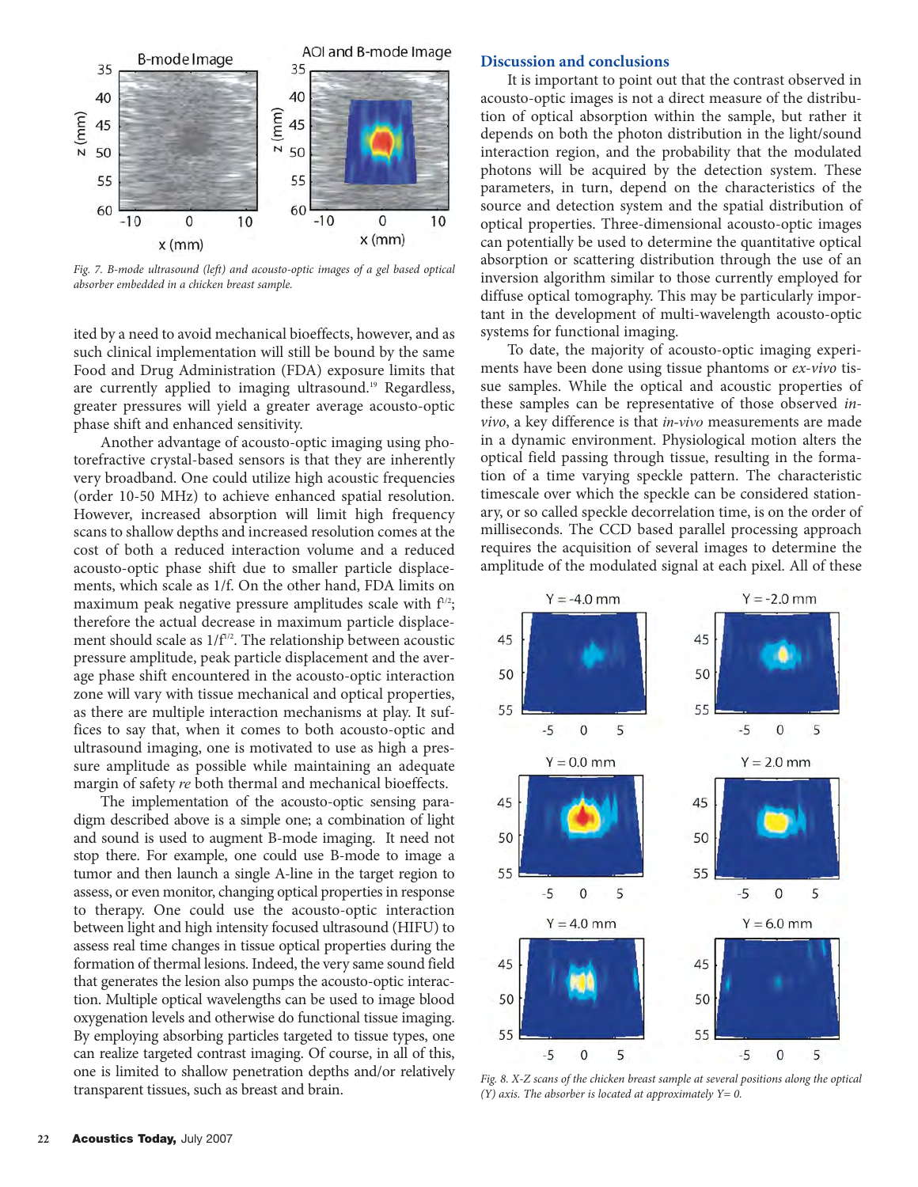Fig. 7. B-mode ultrasound (left) and acousto-optic images of a gel based optical absorber embedded in a chicken breast sample.

ited by a need to avoid mechanical bioeffects, however, and as such clinical implementation will still be bound by the same Food and Drug Administration (FDA) exposure limits that are currently applied to imaging ultrasound.[19] Regardless, greater pressures will yield a greater average acousto-optic phase shift and enhanced sensitivity.

Another advantage of acousto-optic imaging using photorefractive crystal-based sensors is that they are inherently very broadband. One could utilize high acoustic frequencies (order 10-50 MHz) to achieve enhanced spatial resolution. However, increased absorption will limit high frequency scans to shallow depths and increased resolution comes at the cost of both a reduced interaction volume and a reduced acousto-optic phase shift due to smaller particle displacements, which scale as 1/f. On the other hand, FDA limits on maximum peak negative pressure amplitudes scale with $f^{1/2}$; therefore the actual decrease in maximum particle displacement should scale as $1/f^{1/2}$. The relationship between acoustic pressure amplitude, peak particle displacement and the average phase shift encountered in the acousto-optic interaction zone will vary with tissue mechanical and optical properties, as there are multiple interaction mechanisms at play. It suffices to say that, when it comes to both acousto-optic and ultrasound imaging, one is motivated to use as high a pressure amplitude as possible while maintaining an adequate margin of safety *re* both thermal and mechanical bioeffects.

The implementation of the acousto-optic sensing paradigm described above is a simple one; a combination of light and sound is used to augment B-mode imaging. It need not stop there. For example, one could use B-mode to image a tumor and then launch a single A-line in the target region to assess, or even monitor, changing optical properties in response to therapy. One could use the acousto-optic interaction between light and high intensity focused ultrasound (HIFU) to assess real time changes in tissue optical properties during the formation of thermal lesions. Indeed, the very same sound field that generates the lesion also pumps the acousto-optic interaction. Multiple optical wavelengths can be used to image blood oxygenation levels and otherwise do functional tissue imaging. By employing absorbing particles targeted to tissue types, one can realize targeted contrast imaging. Of course, in all of this, one is limited to shallow penetration depths and/or relatively transparent tissues, such as breast and brain.

## Discussion and conclusions

It is important to point out that the contrast observed in acousto-optic images is not a direct measure of the distribution of optical absorption within the sample, but rather it depends on both the photon distribution in the light/sound interaction region, and the probability that the modulated photons will be acquired by the detection system. These parameters, in turn, depend on the characteristics of the source and detection system and the spatial distribution of optical properties. Three-dimensional acousto-optic images can potentially be used to determine the quantitative optical absorption or scattering distribution through the use of an inversion algorithm similar to those currently employed for diffuse optical tomography. This may be particularly important in the development of multi-wavelength acousto-optic systems for functional imaging.

To date, the majority of acousto-optic imaging experiments have been done using tissue phantoms or *ex-vivo* tissue samples. While the optical and acoustic properties of these samples can be representative of those observed *in-vivo*, a key difference is that *in-vivo* measurements are made in a dynamic environment. Physiological motion alters the optical field passing through tissue, resulting in the formation of a time varying speckle pattern. The characteristic timescale over which the speckle can be considered stationary, or so called speckle decorrelation time, is on the order of milliseconds. The CCD based parallel processing approach requires the acquisition of several images to determine the amplitude of the modulated signal at each pixel. All of these

Fig. 8. X-Z scans of the chicken breast sample at several positions along the optical (Y) axis. The absorber is located at approximately Y= 0.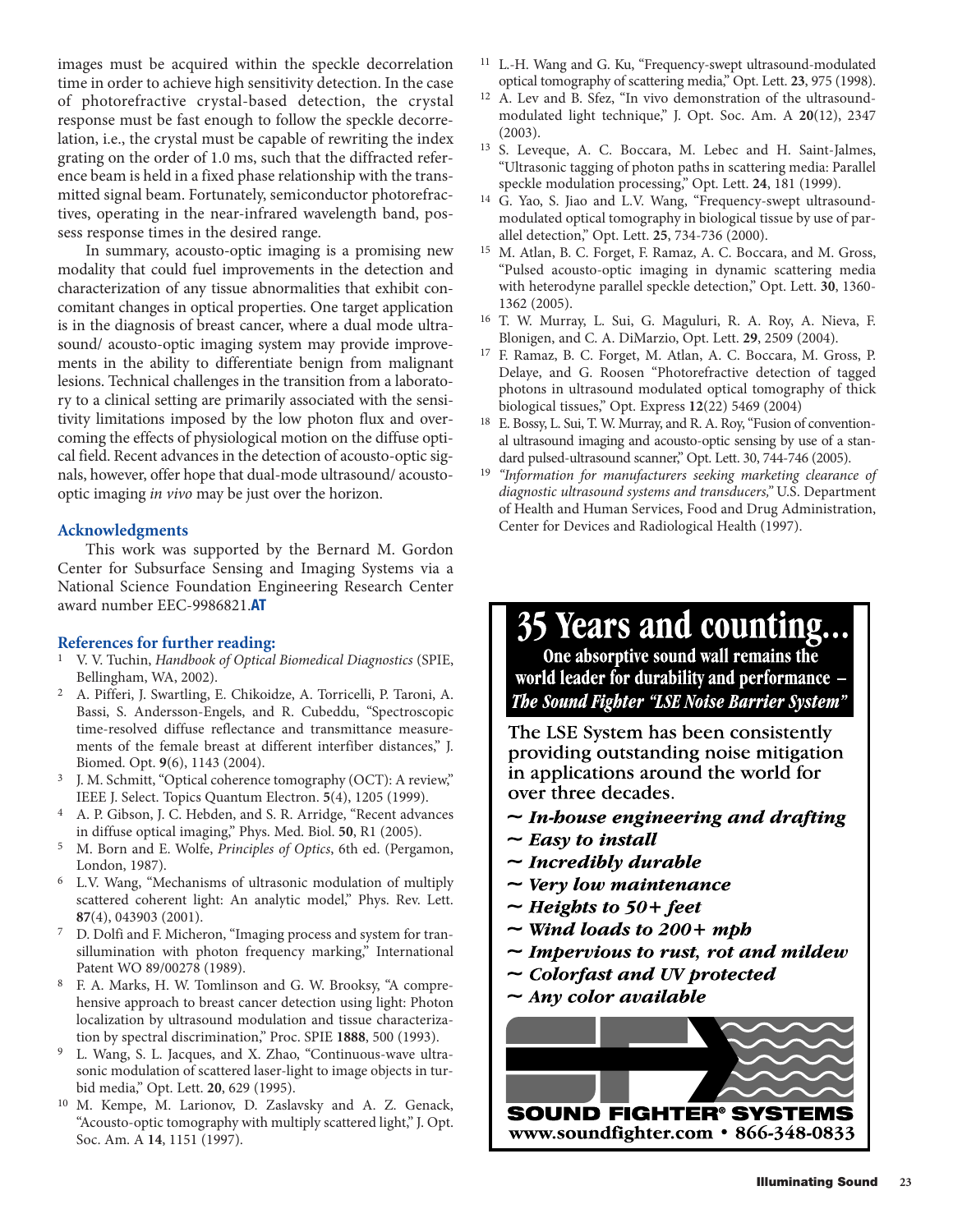images must be acquired within the speckle decorrelation time in order to achieve high sensitivity detection. In the case of photorefractive crystal-based detection, the crystal response must be fast enough to follow the speckle decorrelation, i.e., the crystal must be capable of rewriting the index grating on the order of 1.0 ms, such that the diffracted reference beam is held in a fixed phase relationship with the transmitted signal beam. Fortunately, semiconductor photorefractives, operating in the near-infrared wavelength band, possess response times in the desired range.

In summary, acousto-optic imaging is a promising new modality that could fuel improvements in the detection and characterization of any tissue abnormalities that exhibit concomitant changes in optical properties. One target application is in the diagnosis of breast cancer, where a dual mode ultrasound/ acousto-optic imaging system may provide improvements in the ability to differentiate benign from malignant lesions. Technical challenges in the transition from a laboratory to a clinical setting are primarily associated with the sensitivity limitations imposed by the low photon flux and overcoming the effects of physiological motion on the diffuse optical field. Recent advances in the detection of acousto-optic signals, however, offer hope that dual-mode ultrasound/ acousto-optic imaging *in vivo* may be just over the horizon.

### Acknowledgments

This work was supported by the Bernard M. Gordon Center for Subsurface Sensing and Imaging Systems via a National Science Foundation Engineering Research Center award number EEC-9986821.**AT**

### References for further reading:

1. V. V. Tuchin, *Handbook of Optical Biomedical Diagnostics* (SPIE, Bellingham, WA, 2002).
2. A. Pifferi, J. Swartling, E. Chikoidze, A. Torricelli, P. Taroni, A. Bassi, S. Andersson-Engels, and R. Cubeddu, "Spectroscopic time-resolved diffuse reflectance and transmittance measurements of the female breast at different interfiber distances," J. Biomed. Opt. **9**(6), 1143 (2004).
3. J. M. Schmitt, "Optical coherence tomography (OCT): A review," IEEE J. Select. Topics Quantum Electron. **5**(4), 1205 (1999).
4. A. P. Gibson, J. C. Hebden, and S. R. Arridge, "Recent advances in diffuse optical imaging," Phys. Med. Biol. **50**, R1 (2005).
5. M. Born and E. Wolfe, *Principles of Optics*, 6th ed. (Pergamon, London, 1987).
6. L.V. Wang, "Mechanisms of ultrasonic modulation of multiply scattered coherent light: An analytic model," Phys. Rev. Lett. **87**(4), 043903 (2001).
7. D. Dolfi and F. Micheron, "Imaging process and system for transillumination with photon frequency marking," International Patent WO 89/00278 (1989).
8. F. A. Marks, H. W. Tomlinson and G. W. Brooksy, "A comprehensive approach to breast cancer detection using light: Photon localization by ultrasound modulation and tissue characterization by spectral discrimination," Proc. SPIE **1888**, 500 (1993).
9. L. Wang, S. L. Jacques, and X. Zhao, "Continuous-wave ultrasonic modulation of scattered laser-light to image objects in turbid media," Opt. Lett. **20**, 629 (1995).
10. M. Kempe, M. Larionov, D. Zaslavsky and A. Z. Genack, "Acousto-optic tomography with multiply scattered light," J. Opt. Soc. Am. A **14**, 1151 (1997).
11. L.-H. Wang and G. Ku, "Frequency-swept ultrasound-modulated optical tomography of scattering media," Opt. Lett. **23**, 975 (1998).
12. A. Lev and B. Sfez, "In vivo demonstration of the ultrasound-modulated light technique," J. Opt. Soc. Am. A **20**(12), 2347 (2003).
13. S. Leveque, A. C. Boccara, M. Lebec and H. Saint-Jalmes, "Ultrasonic tagging of photon paths in scattering media: Parallel speckle modulation processing," Opt. Lett. **24**, 181 (1999).
14. G. Yao, S. Jiao and L.V. Wang, "Frequency-swept ultrasound-modulated optical tomography in biological tissue by use of parallel detection," Opt. Lett. **25**, 734-736 (2000).
15. M. Atlan, B. C. Forget, F. Ramaz, A. C. Boccara, and M. Gross, "Pulsed acousto-optic imaging in dynamic scattering media with heterodyne parallel speckle detection," Opt. Lett. **30**, 1360-1362 (2005).
16. T. W. Murray, L. Sui, G. Maguluri, R. A. Roy, A. Nieva, F. Blonigen, and C. A. DiMarzio, Opt. Lett. **29**, 2509 (2004).
17. F. Ramaz, B. C. Forget, M. Atlan, A. C. Boccara, M. Gross, P. Delaye, and G. Roosen "Photorefractive detection of tagged photons in ultrasound modulated optical tomography of thick biological tissues," Opt. Express **12**(22) 5469 (2004)
18. E. Bossy, L. Sui, T. W. Murray, and R. A. Roy, "Fusion of conventional ultrasound imaging and acousto-optic sensing by use of a standard pulsed-ultrasound scanner," Opt. Lett. 30, 744-746 (2005).
19. *"Information for manufacturers seeking marketing clearance of diagnostic ultrasound systems and transducers,"* U.S. Department of Health and Human Services, Food and Drug Administration, Center for Devices and Radiological Health (1997).

## 35 Years and counting...

**One absorptive sound wall remains the world leader for durability and performance – *The Sound Fighter "LSE Noise Barrier System"***

The LSE System has been consistently providing outstanding noise mitigation in applications around the world for over three decades.

- ***~ In-house engineering and drafting***
- ***~ Easy to install***
- ***~ Incredibly durable***
- ***~ Very low maintenance***
- ***~ Heights to 50+ feet***
- ***~ Wind loads to 200+ mph***
- ***~ Impervious to rust, rot and mildew***
- ***~ Colorfast and UV protected***
- ***~ Any color available***

**SOUND FIGHTER® SYSTEMS**
**www.soundfighter.com • 866-348-0833**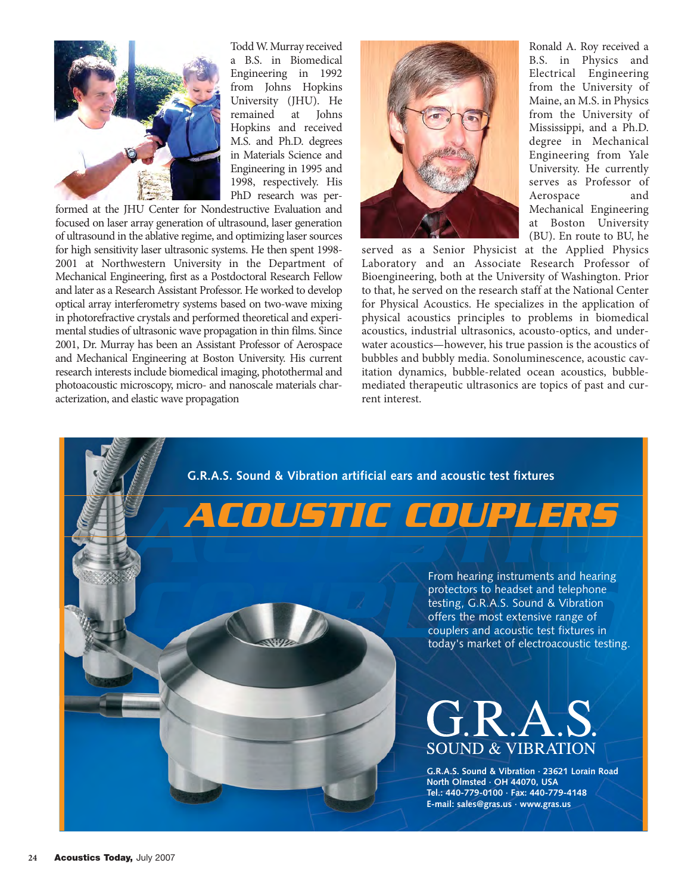Todd W. Murray received a B.S. in Biomedical Engineering in 1992 from Johns Hopkins University (JHU). He remained at Johns Hopkins and received M.S. and Ph.D. degrees in Materials Science and Engineering in 1995 and 1998, respectively. His PhD research was performed at the JHU Center for Nondestructive Evaluation and focused on laser array generation of ultrasound, laser generation of ultrasound in the ablative regime, and optimizing laser sources for high sensitivity laser ultrasonic systems. He then spent 1998-2001 at Northwestern University in the Department of Mechanical Engineering, first as a Postdoctoral Research Fellow and later as a Research Assistant Professor. He worked to develop optical array interferometry systems based on two-wave mixing in photorefractive crystals and performed theoretical and experimental studies of ultrasonic wave propagation in thin films. Since 2001, Dr. Murray has been an Assistant Professor of Aerospace and Mechanical Engineering at Boston University. His current research interests include biomedical imaging, photothermal and photoacoustic microscopy, micro- and nanoscale materials characterization, and elastic wave propagation

Ronald A. Roy received a B.S. in Physics and Electrical Engineering from the University of Maine, an M.S. in Physics from the University of Mississippi, and a Ph.D. degree in Mechanical Engineering from Yale University. He currently serves as Professor of Aerospace and Mechanical Engineering at Boston University (BU). En route to BU, he served as a Senior Physicist at the Applied Physics Laboratory and an Associate Research Professor of Bioengineering, both at the University of Washington. Prior to that, he served on the research staff at the National Center for Physical Acoustics. He specializes in the application of physical acoustics principles to problems in biomedical acoustics, industrial ultrasonics, acousto-optics, and underwater acoustics—however, his true passion is the acoustics of bubbles and bubbly media. Sonoluminescence, acoustic cavitation dynamics, bubble-related ocean acoustics, bubble-mediated therapeutic ultrasonics are topics of past and current interest.

**G.R.A.S. Sound & Vibration artificial ears and acoustic test fixtures**

# ACOUSTIC COUPLERS

From hearing instruments and hearing protectors to headset and telephone testing, G.R.A.S. Sound & Vibration offers the most extensive range of couplers and acoustic test fixtures in today's market of electroacoustic testing.

G.R.A.S.
SOUND & VIBRATION

**G.R.A.S. Sound & Vibration · 23621 Lorain Road**
**North Olmsted · OH 44070, USA**
**Tel.: 440-779-0100 · Fax: 440-779-4148**
**E-mail: sales@gras.us · www.gras.us**